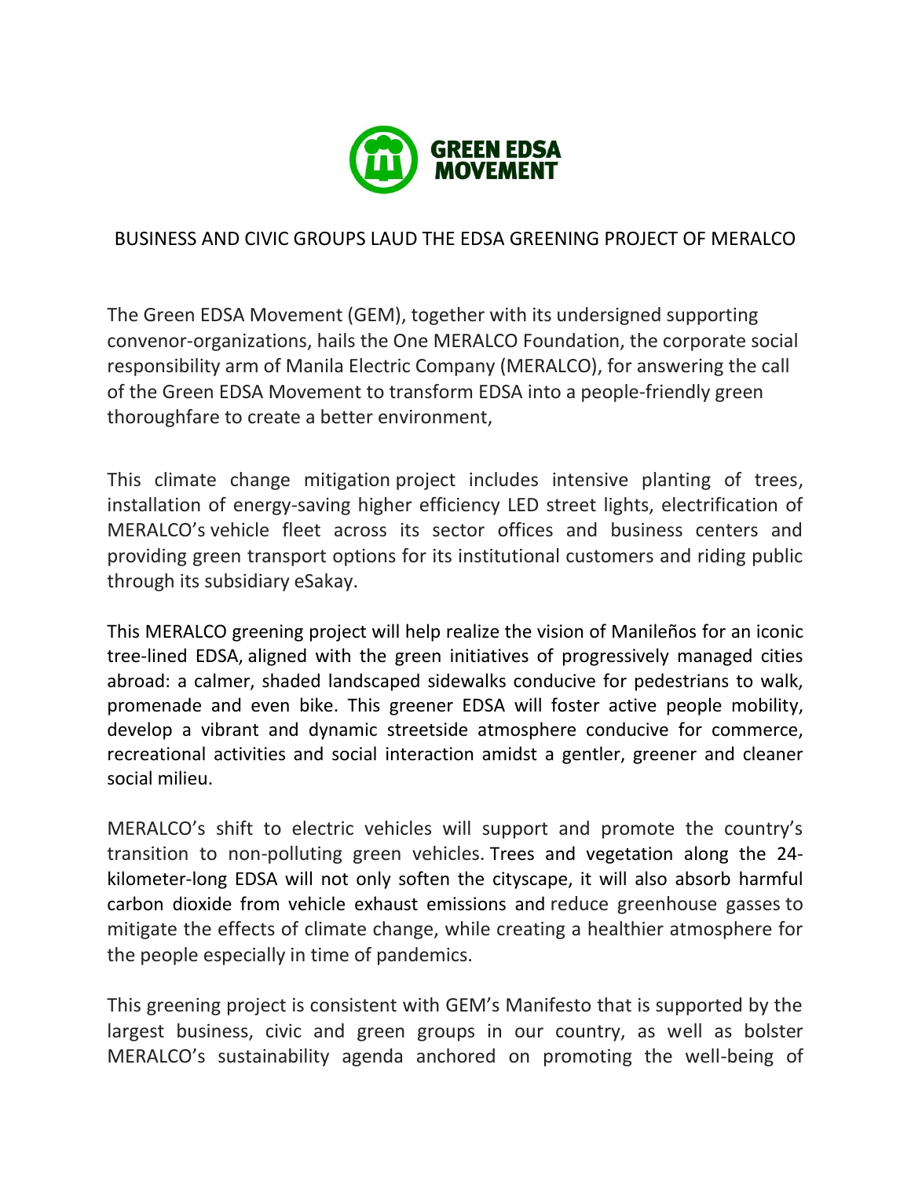GREEN EDSA MOVEMENT

# BUSINESS AND CIVIC GROUPS LAUD THE EDSA GREENING PROJECT OF MERALCO

The Green EDSA Movement (GEM), together with its undersigned supporting convenor-organizations, hails the One MERALCO Foundation, the corporate social responsibility arm of Manila Electric Company (MERALCO), for answering the call of the Green EDSA Movement to transform EDSA into a people-friendly green thoroughfare to create a better environment,

This climate change mitigation project includes intensive planting of trees, installation of energy-saving higher efficiency LED street lights, electrification of MERALCO's vehicle fleet across its sector offices and business centers and providing green transport options for its institutional customers and riding public through its subsidiary eSakay.

This MERALCO greening project will help realize the vision of Manileños for an iconic tree-lined EDSA, aligned with the green initiatives of progressively managed cities abroad: a calmer, shaded landscaped sidewalks conducive for pedestrians to walk, promenade and even bike. This greener EDSA will foster active people mobility, develop a vibrant and dynamic streetside atmosphere conducive for commerce, recreational activities and social interaction amidst a gentler, greener and cleaner social milieu.

MERALCO's shift to electric vehicles will support and promote the country's transition to non-polluting green vehicles. Trees and vegetation along the 24-kilometer-long EDSA will not only soften the cityscape, it will also absorb harmful carbon dioxide from vehicle exhaust emissions and reduce greenhouse gasses to mitigate the effects of climate change, while creating a healthier atmosphere for the people especially in time of pandemics.

This greening project is consistent with GEM's Manifesto that is supported by the largest business, civic and green groups in our country, as well as bolster MERALCO's sustainability agenda anchored on promoting the well-being of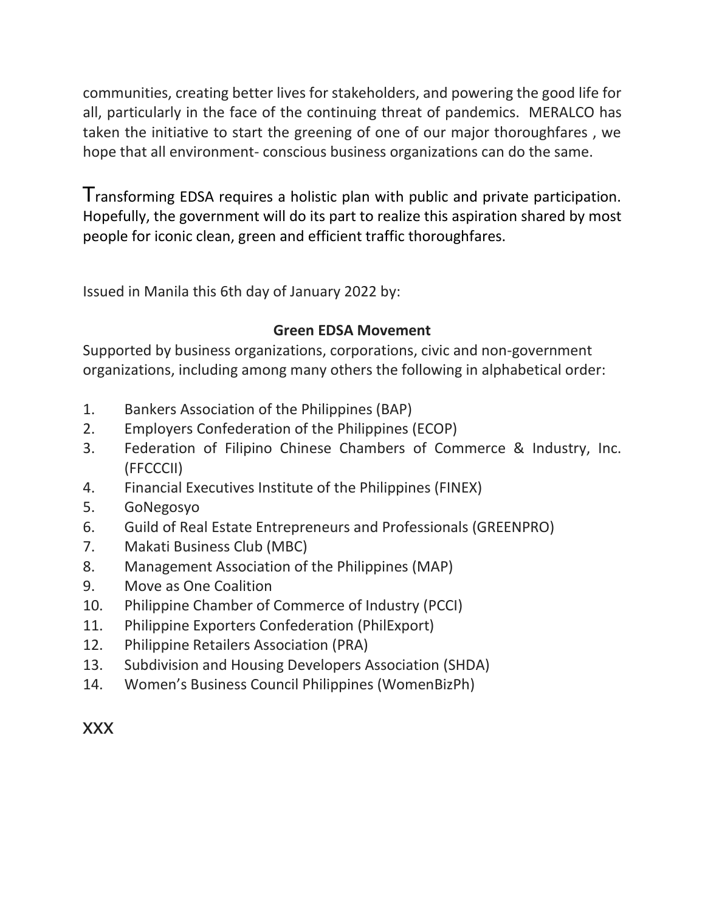communities, creating better lives for stakeholders, and powering the good life for all, particularly in the face of the continuing threat of pandemics. MERALCO has taken the initiative to start the greening of one of our major thoroughfares , we hope that all environment- conscious business organizations can do the same.

Transforming EDSA requires a holistic plan with public and private participation. Hopefully, the government will do its part to realize this aspiration shared by most people for iconic clean, green and efficient traffic thoroughfares.

Issued in Manila this 6th day of January 2022 by:

**Green EDSA Movement**

Supported by business organizations, corporations, civic and non-government organizations, including among many others the following in alphabetical order:

1. Bankers Association of the Philippines (BAP)
2. Employers Confederation of the Philippines (ECOP)
3. Federation of Filipino Chinese Chambers of Commerce & Industry, Inc. (FFCCCII)
4. Financial Executives Institute of the Philippines (FINEX)
5. GoNegosyo
6. Guild of Real Estate Entrepreneurs and Professionals (GREENPRO)
7. Makati Business Club (MBC)
8. Management Association of the Philippines (MAP)
9. Move as One Coalition
10. Philippine Chamber of Commerce of Industry (PCCI)
11. Philippine Exporters Confederation (PhilExport)
12. Philippine Retailers Association (PRA)
13. Subdivision and Housing Developers Association (SHDA)
14. Women's Business Council Philippines (WomenBizPh)

xxx